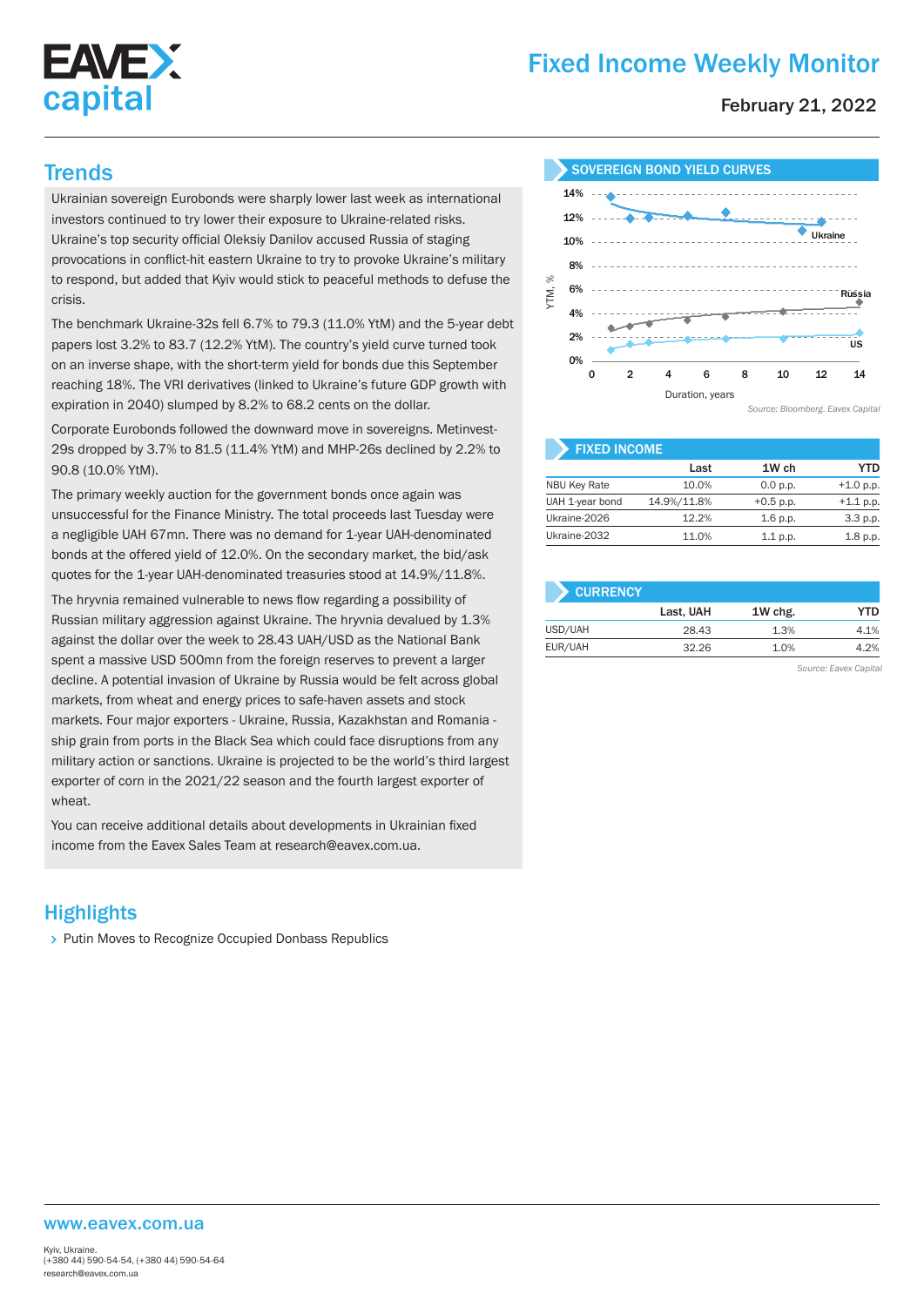# Fixed Income Weekly Monitor

February 21, 2022

## Trends

Ukrainian sovereign Eurobonds were sharply lower last week as international investors continued to try lower their exposure to Ukraine-related risks. Ukraine's top security official Oleksiy Danilov accused Russia of staging provocations in conflict-hit eastern Ukraine to try to provoke Ukraine's military to respond, but added that Kyiv would stick to peaceful methods to defuse the crisis.

The benchmark Ukraine-32s fell 6.7% to 79.3 (11.0% YtM) and the 5-year debt papers lost 3.2% to 83.7 (12.2% YtM). The country's yield curve turned took on an inverse shape, with the short-term yield for bonds due this September reaching 18%. The VRI derivatives (linked to Ukraine's future GDP growth with expiration in 2040) slumped by 8.2% to 68.2 cents on the dollar.

Corporate Eurobonds followed the downward move in sovereigns. Metinvest-29s dropped by 3.7% to 81.5 (11.4% YtM) and MHP-26s declined by 2.2% to 90.8 (10.0% YtM).

The primary weekly auction for the government bonds once again was unsuccessful for the Finance Ministry. The total proceeds last Tuesday were a negligible UAH 67mn. There was no demand for 1-year UAH-denominated bonds at the offered yield of 12.0%. On the secondary market, the bid/ask quotes for the 1-year UAH-denominated treasuries stood at 14.9%/11.8%.

The hryvnia remained vulnerable to news flow regarding a possibility of Russian military aggression against Ukraine. The hryvnia devalued by 1.3% against the dollar over the week to 28.43 UAH/USD as the National Bank spent a massive USD 500mn from the foreign reserves to prevent a larger decline. A potential invasion of Ukraine by Russia would be felt across global markets, from wheat and energy prices to safe-haven assets and stock markets. Four major exporters - Ukraine, Russia, Kazakhstan and Romania - ship grain from ports in the Black Sea which could face disruptions from any military action or sanctions. Ukraine is projected to be the world's third largest exporter of corn in the 2021/22 season and the fourth largest exporter of wheat.

You can receive additional details about developments in Ukrainian fixed income from the Eavex Sales Team at research@eavex.com.ua.

### SOVEREIGN BOND YIELD CURVES

Source: Bloomberg. Eavex Capital

### FIXED INCOME

| | Last | 1W ch | YTD |
|---|---|---|---|
| NBU Key Rate | 10.0% | 0.0 p.p. | +1.0 p.p. |
| UAH 1-year bond | 14.9%/11.8% | +0.5 p.p. | +1.1 p.p. |
| Ukraine-2026 | 12.2% | 1.6 p.p. | 3.3 p.p. |
| Ukraine-2032 | 11.0% | 1.1 p.p. | 1.8 p.p. |

### CURRENCY

| | Last, UAH | 1W chg. | YTD |
|---|---|---|---|
| USD/UAH | 28.43 | 1.3% | 4.1% |
| EUR/UAH | 32.26 | 1.0% | 4.2% |

Source: Eavex Capital

## Highlights

- Putin Moves to Recognize Occupied Donbass Republics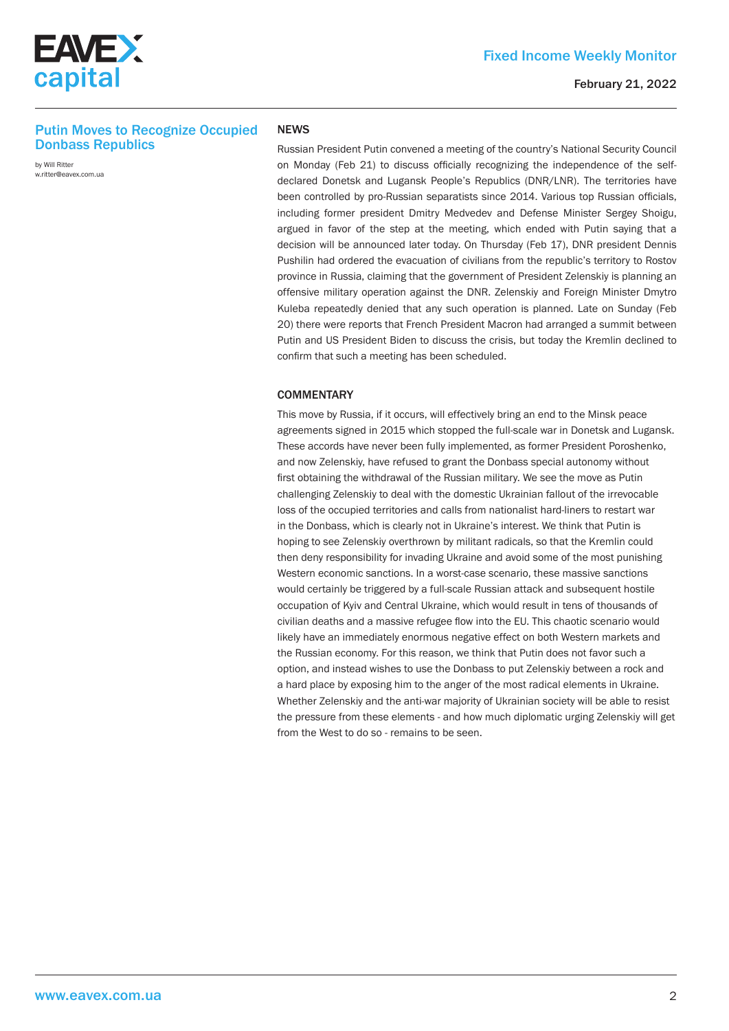## Putin Moves to Recognize Occupied Donbass Republics

by Will Ritter
w.ritter@eavex.com.ua

### NEWS

Russian President Putin convened a meeting of the country's National Security Council on Monday (Feb 21) to discuss officially recognizing the independence of the self-declared Donetsk and Lugansk People's Republics (DNR/LNR). The territories have been controlled by pro-Russian separatists since 2014. Various top Russian officials, including former president Dmitry Medvedev and Defense Minister Sergey Shoigu, argued in favor of the step at the meeting, which ended with Putin saying that a decision will be announced later today. On Thursday (Feb 17), DNR president Dennis Pushilin had ordered the evacuation of civilians from the republic's territory to Rostov province in Russia, claiming that the government of President Zelenskiy is planning an offensive military operation against the DNR. Zelenskiy and Foreign Minister Dmytro Kuleba repeatedly denied that any such operation is planned. Late on Sunday (Feb 20) there were reports that French President Macron had arranged a summit between Putin and US President Biden to discuss the crisis, but today the Kremlin declined to confirm that such a meeting has been scheduled.

### COMMENTARY

This move by Russia, if it occurs, will effectively bring an end to the Minsk peace agreements signed in 2015 which stopped the full-scale war in Donetsk and Lugansk. These accords have never been fully implemented, as former President Poroshenko, and now Zelenskiy, have refused to grant the Donbass special autonomy without first obtaining the withdrawal of the Russian military. We see the move as Putin challenging Zelenskiy to deal with the domestic Ukrainian fallout of the irrevocable loss of the occupied territories and calls from nationalist hard-liners to restart war in the Donbass, which is clearly not in Ukraine's interest. We think that Putin is hoping to see Zelenskiy overthrown by militant radicals, so that the Kremlin could then deny responsibility for invading Ukraine and avoid some of the most punishing Western economic sanctions. In a worst-case scenario, these massive sanctions would certainly be triggered by a full-scale Russian attack and subsequent hostile occupation of Kyiv and Central Ukraine, which would result in tens of thousands of civilian deaths and a massive refugee flow into the EU. This chaotic scenario would likely have an immediately enormous negative effect on both Western markets and the Russian economy. For this reason, we think that Putin does not favor such a option, and instead wishes to use the Donbass to put Zelenskiy between a rock and a hard place by exposing him to the anger of the most radical elements in Ukraine. Whether Zelenskiy and the anti-war majority of Ukrainian society will be able to resist the pressure from these elements - and how much diplomatic urging Zelenskiy will get from the West to do so - remains to be seen.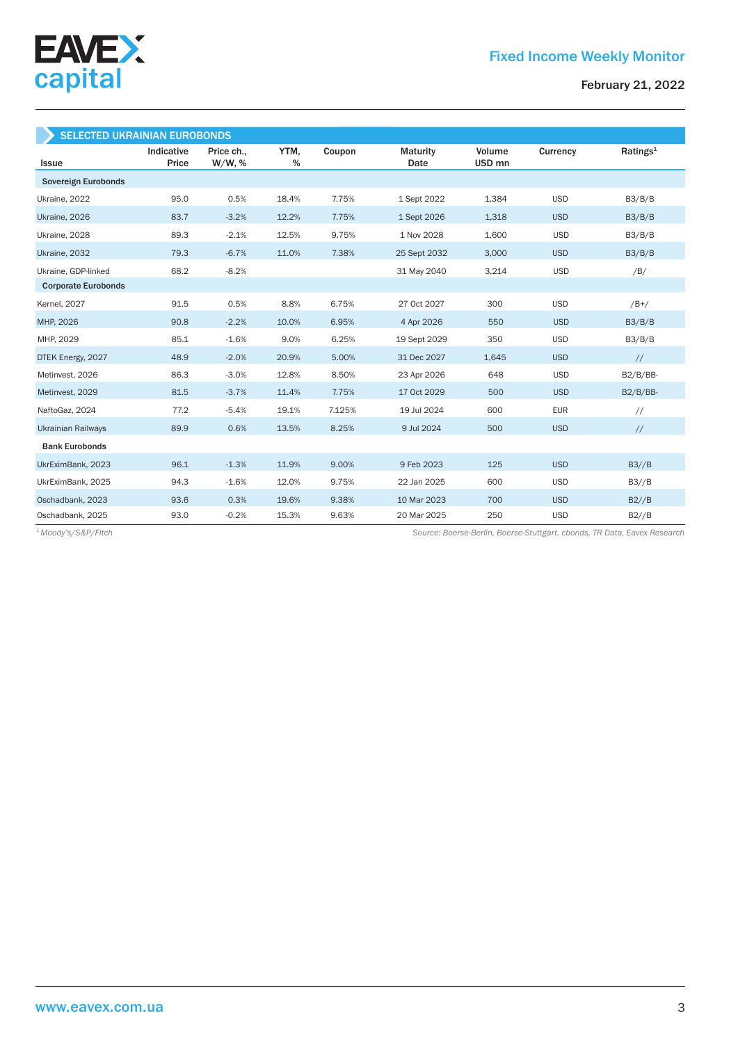## SELECTED UKRAINIAN EUROBONDS

| Issue | Indicative Price | Price ch., W/W, % | YTM, % | Coupon | Maturity Date | Volume USD mn | Currency | Ratings[1] |
|---|---|---|---|---|---|---|---|---|
| **Sovereign Eurobonds** | | | | | | | | |
| Ukraine, 2022 | 95.0 | 0.5% | 18.4% | 7.75% | 1 Sept 2022 | 1,384 | USD | B3/B/B |
| Ukraine, 2026 | 83.7 | -3.2% | 12.2% | 7.75% | 1 Sept 2026 | 1,318 | USD | B3/B/B |
| Ukraine, 2028 | 89.3 | -2.1% | 12.5% | 9.75% | 1 Nov 2028 | 1,600 | USD | B3/B/B |
| Ukraine, 2032 | 79.3 | -6.7% | 11.0% | 7.38% | 25 Sept 2032 | 3,000 | USD | B3/B/B |
| Ukraine, GDP-linked | 68.2 | -8.2% | | | 31 May 2040 | 3,214 | USD | /B/ |
| **Corporate Eurobonds** | | | | | | | | |
| Kernel, 2027 | 91.5 | 0.5% | 8.8% | 6.75% | 27 Oct 2027 | 300 | USD | /B+/ |
| MHP, 2026 | 90.8 | -2.2% | 10.0% | 6.95% | 4 Apr 2026 | 550 | USD | B3/B/B |
| MHP, 2029 | 85.1 | -1.6% | 9.0% | 6.25% | 19 Sept 2029 | 350 | USD | B3/B/B |
| DTEK Energy, 2027 | 48.9 | -2.0% | 20.9% | 5.00% | 31 Dec 2027 | 1,645 | USD | // |
| Metinvest, 2026 | 86.3 | -3.0% | 12.8% | 8.50% | 23 Apr 2026 | 648 | USD | B2/B/BB- |
| Metinvest, 2029 | 81.5 | -3.7% | 11.4% | 7.75% | 17 Oct 2029 | 500 | USD | B2/B/BB- |
| NaftoGaz, 2024 | 77.2 | -5.4% | 19.1% | 7.125% | 19 Jul 2024 | 600 | EUR | // |
| Ukrainian Railways | 89.9 | 0.6% | 13.5% | 8.25% | 9 Jul 2024 | 500 | USD | // |
| **Bank Eurobonds** | | | | | | | | |
| UkrEximBank, 2023 | 96.1 | -1.3% | 11.9% | 9.00% | 9 Feb 2023 | 125 | USD | B3//B |
| UkrEximBank, 2025 | 94.3 | -1.6% | 12.0% | 9.75% | 22 Jan 2025 | 600 | USD | B3//B |
| Oschadbank, 2023 | 93.6 | 0.3% | 19.6% | 9.38% | 10 Mar 2023 | 700 | USD | B2//B |
| Oschadbank, 2025 | 93.0 | -0.2% | 15.3% | 9.63% | 20 Mar 2025 | 250 | USD | B2//B |

*[1] Moody's/S&P/Fitch*

*Source: Boerse-Berlin, Boerse-Stuttgart. cbonds, TR Data, Eavex Research*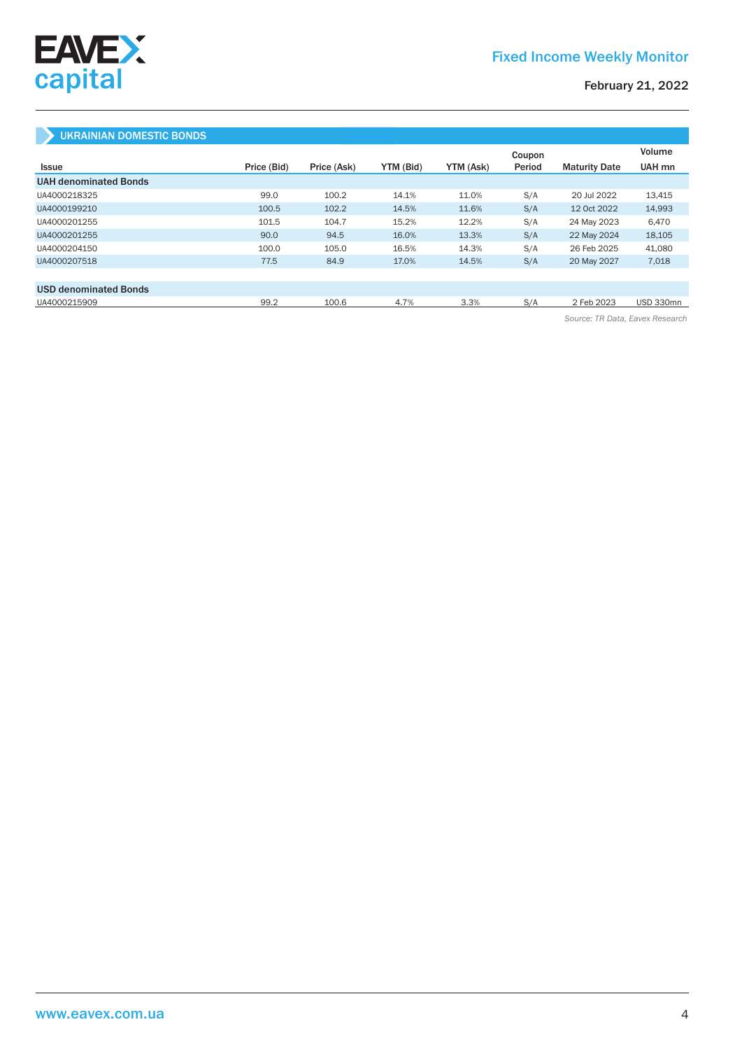## UKRAINIAN DOMESTIC BONDS

| Issue | Price (Bid) | Price (Ask) | YTM (Bid) | YTM (Ask) | Coupon Period | Maturity Date | Volume UAH mn |
|---|---|---|---|---|---|---|---|
| **UAH denominated Bonds** | | | | | | | |
| UA4000218325 | 99.0 | 100.2 | 14.1% | 11.0% | S/A | 20 Jul 2022 | 13,415 |
| UA4000199210 | 100.5 | 102.2 | 14.5% | 11.6% | S/A | 12 Oct 2022 | 14,993 |
| UA4000201255 | 101.5 | 104.7 | 15.2% | 12.2% | S/A | 24 May 2023 | 6,470 |
| UA4000201255 | 90.0 | 94.5 | 16.0% | 13.3% | S/A | 22 May 2024 | 18,105 |
| UA4000204150 | 100.0 | 105.0 | 16.5% | 14.3% | S/A | 26 Feb 2025 | 41,080 |
| UA4000207518 | 77.5 | 84.9 | 17.0% | 14.5% | S/A | 20 May 2027 | 7,018 |
| | | | | | | | |
| **USD denominated Bonds** | | | | | | | |
| UA4000215909 | 99.2 | 100.6 | 4.7% | 3.3% | S/A | 2 Feb 2023 | USD 330mn |

*Source: TR Data, Eavex Research*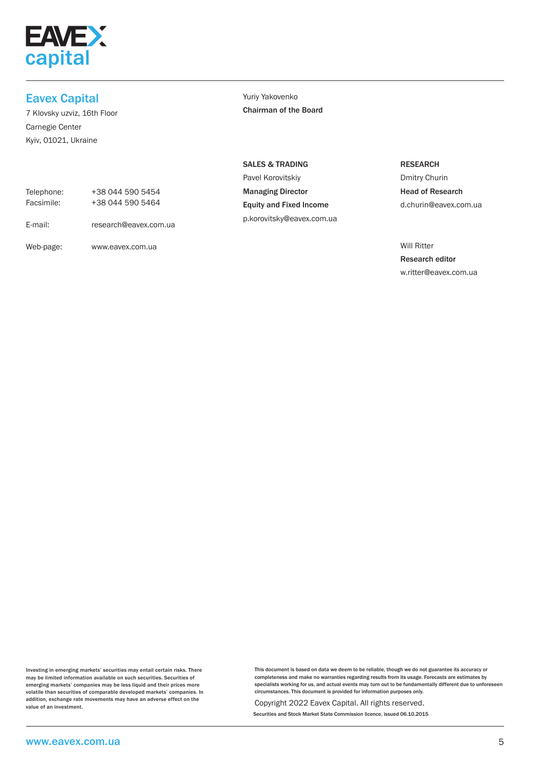EAVEX capital

## Eavex Capital

7 Klovsky uzviz, 16th Floor
Carnegie Center
Kyiv, 01021, Ukraine

| | |
|---|---|
| Telephone: | +38 044 590 5454 |
| Facsimile: | +38 044 590 5464 |
| E-mail: | research@eavex.com.ua |
| Web-page: | www.eavex.com.ua |

Yuriy Yakovenko
**Chairman of the Board**

**SALES & TRADING**

Pavel Korovitskiy
**Managing Director**
**Equity and Fixed Income**
p.korovitsky@eavex.com.ua

**RESEARCH**

Dmitry Churin
**Head of Research**
d.churin@eavex.com.ua

Will Ritter
**Research editor**
w.ritter@eavex.com.ua

Investing in emerging markets' securities may entail certain risks. There may be limited information available on such securities. Securities of emerging markets' companies may be less liquid and their prices more volatile than securities of comparable developed markets' companies. In addition, exchange rate movements may have an adverse effect on the value of an investment.

This document is based on data we deem to be reliable, though we do not guarantee its accuracy or completeness and make no warranties regarding results from its usage. Forecasts are estimates by specialists working for us, and actual events may turn out to be fundamentally different due to unforeseen circumstances. This document is provided for information purposes only.

Copyright 2022 Eavex Capital. All rights reserved.

Securities and Stock Market State Commission licence, issued 06.10.2015